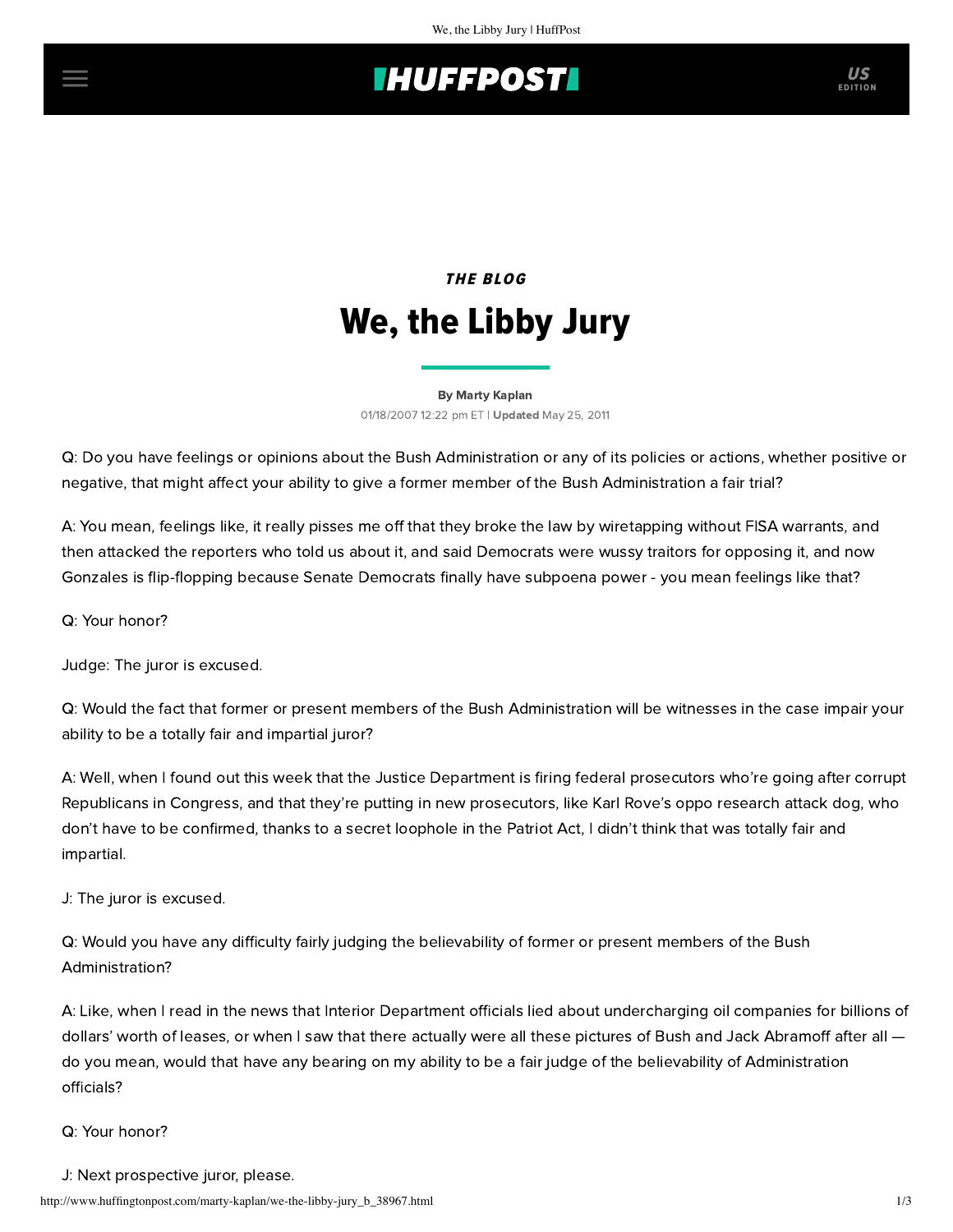THE BLOG

# We, the Libby Jury

By Marty Kaplan

01/18/2007 12:22 pm ET | **Updated** May 25, 2011

Q: Do you have feelings or opinions about the Bush Administration or any of its policies or actions, whether positive or negative, that might affect your ability to give a former member of the Bush Administration a fair trial?

A: You mean, feelings like, it really pisses me off that they broke the law by wiretapping without FISA warrants, and then attacked the reporters who told us about it, and said Democrats were wussy traitors for opposing it, and now Gonzales is flip-flopping because Senate Democrats finally have subpoena power - you mean feelings like that?

Q: Your honor?

Judge: The juror is excused.

Q: Would the fact that former or present members of the Bush Administration will be witnesses in the case impair your ability to be a totally fair and impartial juror?

A: Well, when I found out this week that the Justice Department is firing federal prosecutors who're going after corrupt Republicans in Congress, and that they're putting in new prosecutors, like Karl Rove's oppo research attack dog, who don't have to be confirmed, thanks to a secret loophole in the Patriot Act, I didn't think that was totally fair and impartial.

J: The juror is excused.

Q: Would you have any difficulty fairly judging the believability of former or present members of the Bush Administration?

A: Like, when I read in the news that Interior Department officials lied about undercharging oil companies for billions of dollars' worth of leases, or when I saw that there actually were all these pictures of Bush and Jack Abramoff after all — do you mean, would that have any bearing on my ability to be a fair judge of the believability of Administration officials?

Q: Your honor?

J: Next prospective juror, please.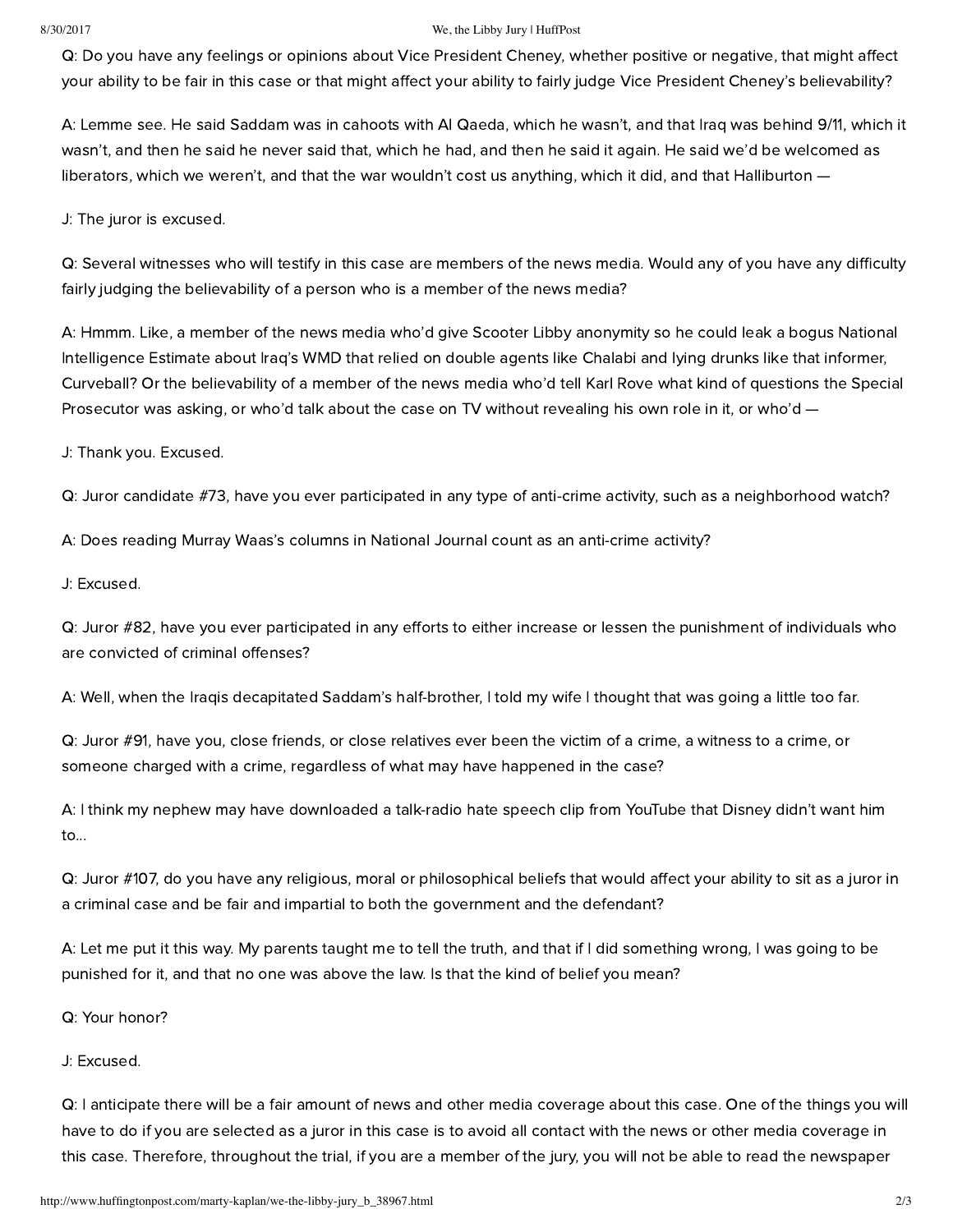Q: Do you have any feelings or opinions about Vice President Cheney, whether positive or negative, that might affect your ability to be fair in this case or that might affect your ability to fairly judge Vice President Cheney's believability?

A: Lemme see. He said Saddam was in cahoots with Al Qaeda, which he wasn't, and that Iraq was behind 9/11, which it wasn't, and then he said he never said that, which he had, and then he said it again. He said we'd be welcomed as liberators, which we weren't, and that the war wouldn't cost us anything, which it did, and that Halliburton —

J: The juror is excused.

Q: Several witnesses who will testify in this case are members of the news media. Would any of you have any difficulty fairly judging the believability of a person who is a member of the news media?

A: Hmmm. Like, a member of the news media who'd give Scooter Libby anonymity so he could leak a bogus National Intelligence Estimate about Iraq's WMD that relied on double agents like Chalabi and lying drunks like that informer, Curveball? Or the believability of a member of the news media who'd tell Karl Rove what kind of questions the Special Prosecutor was asking, or who'd talk about the case on TV without revealing his own role in it, or who'd —

J: Thank you. Excused.

Q: Juror candidate #73, have you ever participated in any type of anti-crime activity, such as a neighborhood watch?

A: Does reading Murray Waas's columns in National Journal count as an anti-crime activity?

J: Excused.

Q: Juror #82, have you ever participated in any efforts to either increase or lessen the punishment of individuals who are convicted of criminal offenses?

A: Well, when the Iraqis decapitated Saddam's half-brother, I told my wife I thought that was going a little too far.

Q: Juror #91, have you, close friends, or close relatives ever been the victim of a crime, a witness to a crime, or someone charged with a crime, regardless of what may have happened in the case?

A: I think my nephew may have downloaded a talk-radio hate speech clip from YouTube that Disney didn't want him to...

Q: Juror #107, do you have any religious, moral or philosophical beliefs that would affect your ability to sit as a juror in a criminal case and be fair and impartial to both the government and the defendant?

A: Let me put it this way. My parents taught me to tell the truth, and that if I did something wrong, I was going to be punished for it, and that no one was above the law. Is that the kind of belief you mean?

Q: Your honor?

J: Excused.

Q: I anticipate there will be a fair amount of news and other media coverage about this case. One of the things you will have to do if you are selected as a juror in this case is to avoid all contact with the news or other media coverage in this case. Therefore, throughout the trial, if you are a member of the jury, you will not be able to read the newspaper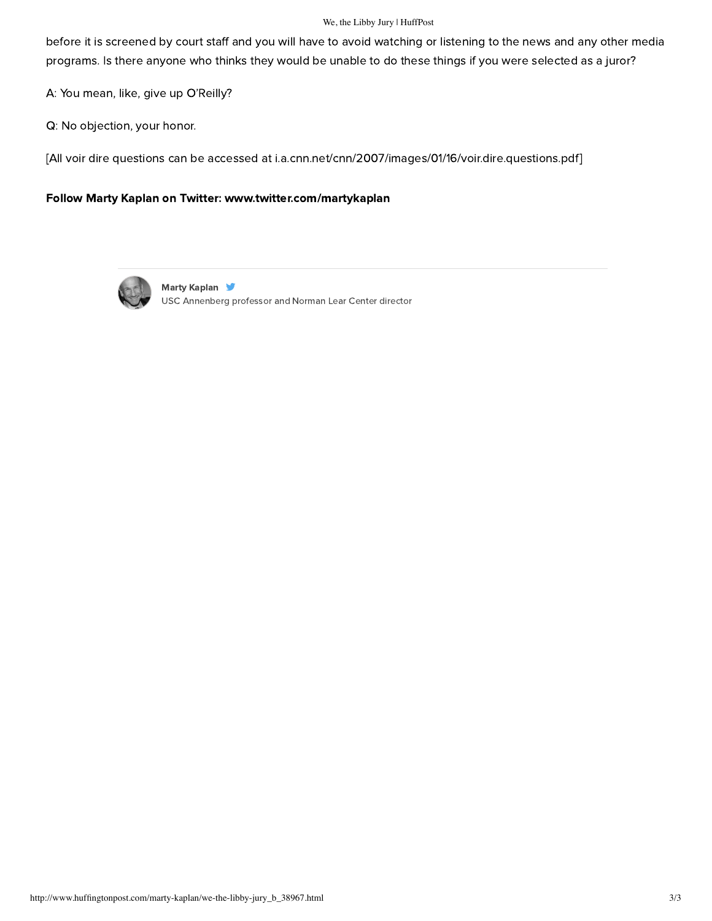before it is screened by court staff and you will have to avoid watching or listening to the news and any other media programs. Is there anyone who thinks they would be unable to do these things if you were selected as a juror?

A: You mean, like, give up O'Reilly?

Q: No objection, your honor.

[All voir dire questions can be accessed at i.a.cnn.net/cnn/2007/images/01/16/voir.dire.questions.pdf]

**Follow Marty Kaplan on Twitter: www.twitter.com/martykaplan**

---

**Marty Kaplan**
USC Annenberg professor and Norman Lear Center director